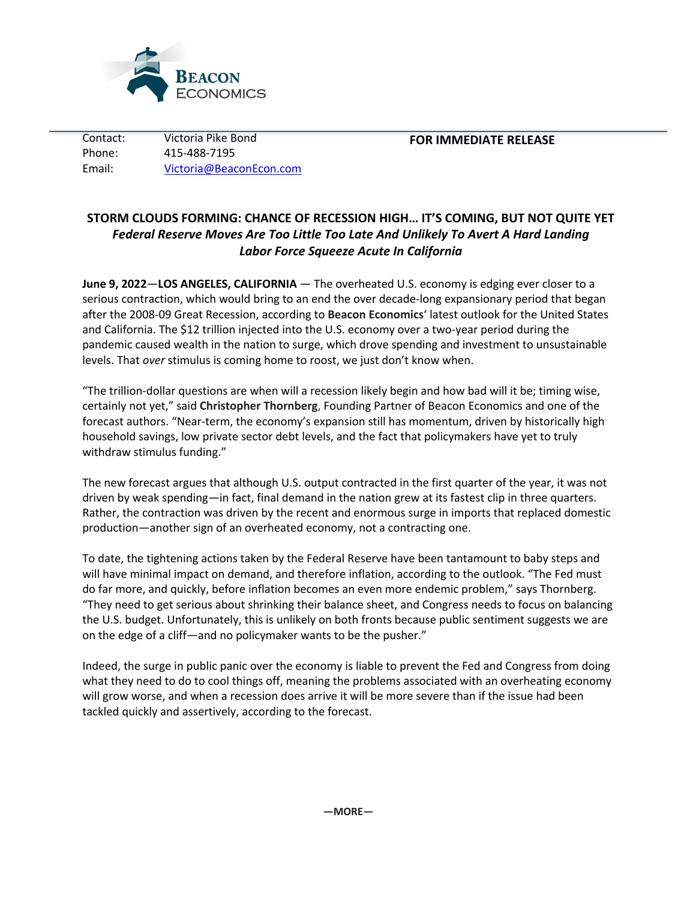Contact: Victoria Pike Bond
Phone: 415-488-7195
Email: Victoria@BeaconEcon.com

**FOR IMMEDIATE RELEASE**

# STORM CLOUDS FORMING: CHANCE OF RECESSION HIGH… IT'S COMING, BUT NOT QUITE YET

***Federal Reserve Moves Are Too Little Too Late And Unlikely To Avert A Hard Landing***

***Labor Force Squeeze Acute In California***

**June 9, 2022**—**LOS ANGELES, CALIFORNIA** — The overheated U.S. economy is edging ever closer to a serious contraction, which would bring to an end the over decade-long expansionary period that began after the 2008-09 Great Recession, according to **Beacon Economics**' latest outlook for the United States and California. The $12 trillion injected into the U.S. economy over a two-year period during the pandemic caused wealth in the nation to surge, which drove spending and investment to unsustainable levels. That *over* stimulus is coming home to roost, we just don't know when.

"The trillion-dollar questions are when will a recession likely begin and how bad will it be; timing wise, certainly not yet," said **Christopher Thornberg**, Founding Partner of Beacon Economics and one of the forecast authors. "Near-term, the economy's expansion still has momentum, driven by historically high household savings, low private sector debt levels, and the fact that policymakers have yet to truly withdraw stimulus funding."

The new forecast argues that although U.S. output contracted in the first quarter of the year, it was not driven by weak spending—in fact, final demand in the nation grew at its fastest clip in three quarters. Rather, the contraction was driven by the recent and enormous surge in imports that replaced domestic production—another sign of an overheated economy, not a contracting one.

To date, the tightening actions taken by the Federal Reserve have been tantamount to baby steps and will have minimal impact on demand, and therefore inflation, according to the outlook. "The Fed must do far more, and quickly, before inflation becomes an even more endemic problem," says Thornberg. "They need to get serious about shrinking their balance sheet, and Congress needs to focus on balancing the U.S. budget. Unfortunately, this is unlikely on both fronts because public sentiment suggests we are on the edge of a cliff—and no policymaker wants to be the pusher."

Indeed, the surge in public panic over the economy is liable to prevent the Fed and Congress from doing what they need to do to cool things off, meaning the problems associated with an overheating economy will grow worse, and when a recession does arrive it will be more severe than if the issue had been tackled quickly and assertively, according to the forecast.

**—MORE—**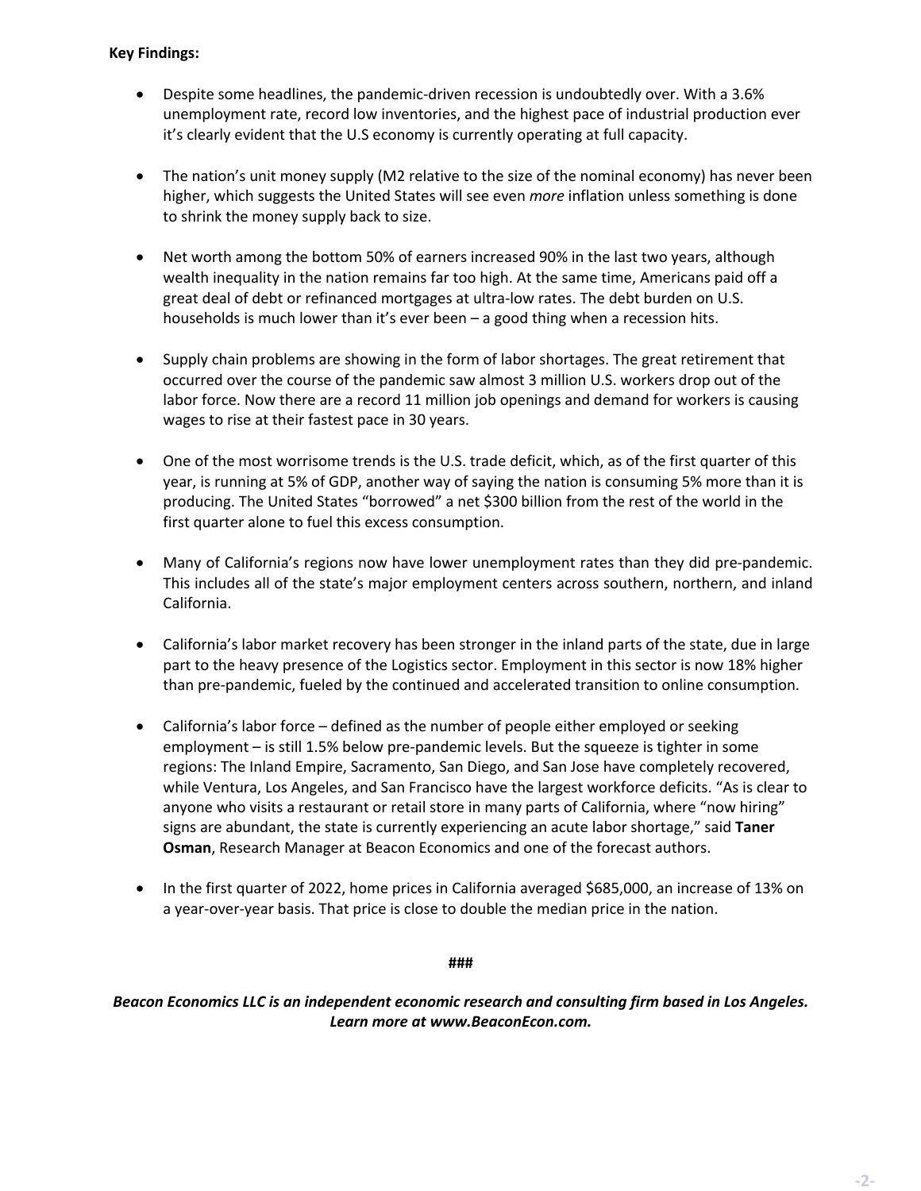**Key Findings:**

- Despite some headlines, the pandemic-driven recession is undoubtedly over. With a 3.6% unemployment rate, record low inventories, and the highest pace of industrial production ever it's clearly evident that the U.S economy is currently operating at full capacity.

- The nation's unit money supply (M2 relative to the size of the nominal economy) has never been higher, which suggests the United States will see even *more* inflation unless something is done to shrink the money supply back to size.

- Net worth among the bottom 50% of earners increased 90% in the last two years, although wealth inequality in the nation remains far too high. At the same time, Americans paid off a great deal of debt or refinanced mortgages at ultra-low rates. The debt burden on U.S. households is much lower than it's ever been – a good thing when a recession hits.

- Supply chain problems are showing in the form of labor shortages. The great retirement that occurred over the course of the pandemic saw almost 3 million U.S. workers drop out of the labor force. Now there are a record 11 million job openings and demand for workers is causing wages to rise at their fastest pace in 30 years.

- One of the most worrisome trends is the U.S. trade deficit, which, as of the first quarter of this year, is running at 5% of GDP, another way of saying the nation is consuming 5% more than it is producing. The United States "borrowed" a net $300 billion from the rest of the world in the first quarter alone to fuel this excess consumption.

- Many of California's regions now have lower unemployment rates than they did pre-pandemic. This includes all of the state's major employment centers across southern, northern, and inland California.

- California's labor market recovery has been stronger in the inland parts of the state, due in large part to the heavy presence of the Logistics sector. Employment in this sector is now 18% higher than pre-pandemic, fueled by the continued and accelerated transition to online consumption.

- California's labor force – defined as the number of people either employed or seeking employment – is still 1.5% below pre-pandemic levels. But the squeeze is tighter in some regions: The Inland Empire, Sacramento, San Diego, and San Jose have completely recovered, while Ventura, Los Angeles, and San Francisco have the largest workforce deficits. "As is clear to anyone who visits a restaurant or retail store in many parts of California, where "now hiring" signs are abundant, the state is currently experiencing an acute labor shortage," said **Taner Osman**, Research Manager at Beacon Economics and one of the forecast authors.

- In the first quarter of 2022, home prices in California averaged $685,000, an increase of 13% on a year-over-year basis. That price is close to double the median price in the nation.

**###**

***Beacon Economics LLC is an independent economic research and consulting firm based in Los Angeles. Learn more at www.BeaconEcon.com.***